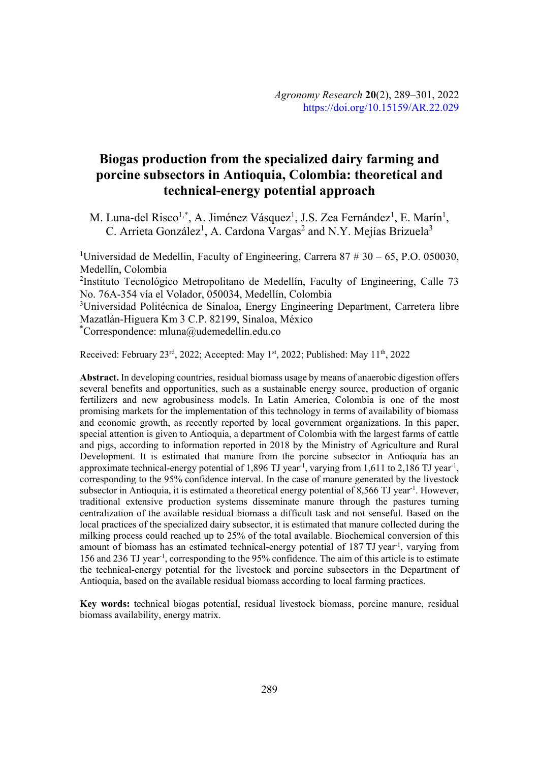*Agronomy Research* **20**(2), 289–301, 2022
https://doi.org/10.15159/AR.22.029

# Biogas production from the specialized dairy farming and porcine subsectors in Antioquia, Colombia: theoretical and technical-energy potential approach

M. Luna-del Risco[1,*], A. Jiménez Vásquez[1], J.S. Zea Fernández[1], E. Marín[1], C. Arrieta González[1], A. Cardona Vargas[2] and N.Y. Mejías Brizuela[3]

[1]Universidad de Medellin, Faculty of Engineering, Carrera 87 # 30 – 65, P.O. 050030, Medellín, Colombia

[2]Instituto Tecnológico Metropolitano de Medellín, Faculty of Engineering, Calle 73 No. 76A-354 vía el Volador, 050034, Medellín, Colombia

[3]Universidad Politécnica de Sinaloa, Energy Engineering Department, Carretera libre Mazatlán-Higuera Km 3 C.P. 82199, Sinaloa, México

[*]Correspondence: mluna@udemedellin.edu.co

Received: February 23rd, 2022; Accepted: May 1st, 2022; Published: May 11th, 2022

**Abstract.** In developing countries, residual biomass usage by means of anaerobic digestion offers several benefits and opportunities, such as a sustainable energy source, production of organic fertilizers and new agrobusiness models. In Latin America, Colombia is one of the most promising markets for the implementation of this technology in terms of availability of biomass and economic growth, as recently reported by local government organizations. In this paper, special attention is given to Antioquia, a department of Colombia with the largest farms of cattle and pigs, according to information reported in 2018 by the Ministry of Agriculture and Rural Development. It is estimated that manure from the porcine subsector in Antioquia has an approximate technical-energy potential of 1,896 TJ year$^{-1}$, varying from 1,611 to 2,186 TJ year$^{-1}$, corresponding to the 95% confidence interval. In the case of manure generated by the livestock subsector in Antioquia, it is estimated a theoretical energy potential of 8,566 TJ year$^{-1}$. However, traditional extensive production systems disseminate manure through the pastures turning centralization of the available residual biomass a difficult task and not senseful. Based on the local practices of the specialized dairy subsector, it is estimated that manure collected during the milking process could reached up to 25% of the total available. Biochemical conversion of this amount of biomass has an estimated technical-energy potential of 187 TJ year$^{-1}$, varying from 156 and 236 TJ year$^{-1}$, corresponding to the 95% confidence. The aim of this article is to estimate the technical-energy potential for the livestock and porcine subsectors in the Department of Antioquia, based on the available residual biomass according to local farming practices.

**Key words:** technical biogas potential, residual livestock biomass, porcine manure, residual biomass availability, energy matrix.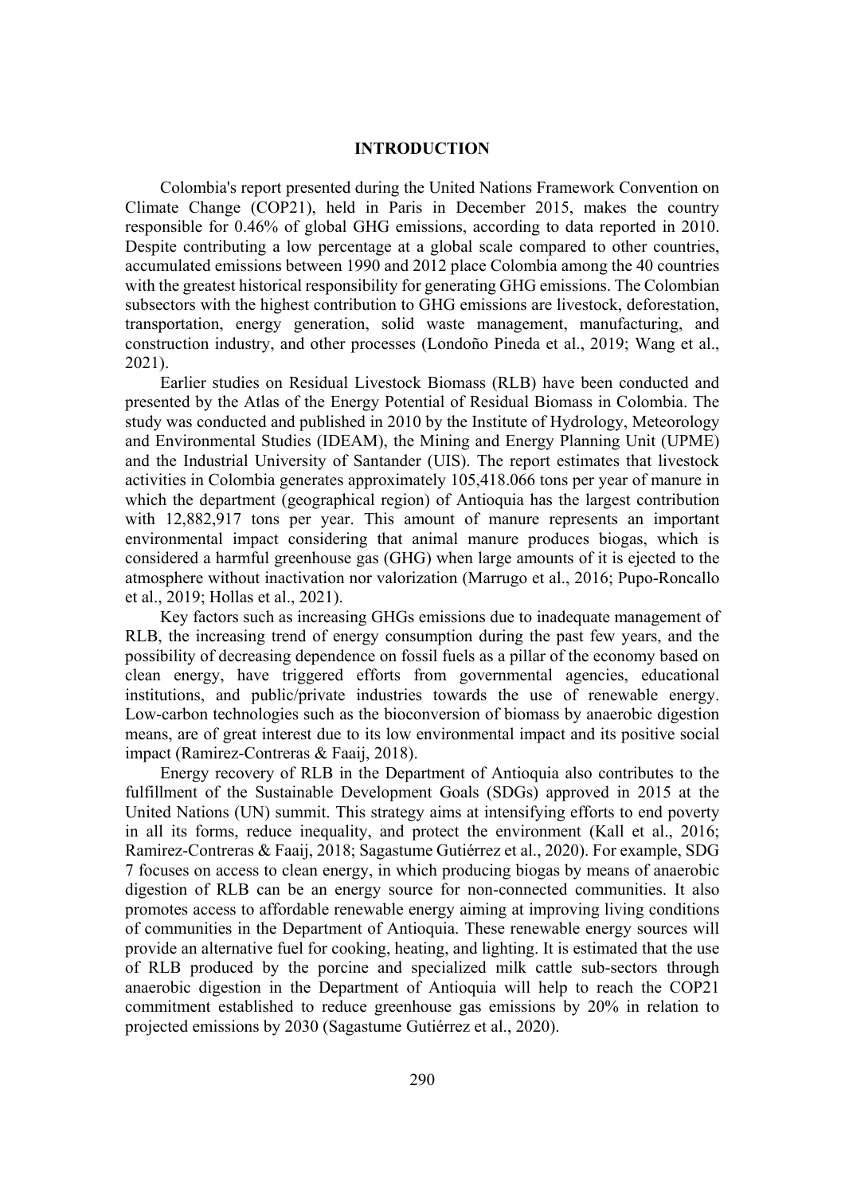## INTRODUCTION

Colombia's report presented during the United Nations Framework Convention on Climate Change (COP21), held in Paris in December 2015, makes the country responsible for 0.46% of global GHG emissions, according to data reported in 2010. Despite contributing a low percentage at a global scale compared to other countries, accumulated emissions between 1990 and 2012 place Colombia among the 40 countries with the greatest historical responsibility for generating GHG emissions. The Colombian subsectors with the highest contribution to GHG emissions are livestock, deforestation, transportation, energy generation, solid waste management, manufacturing, and construction industry, and other processes (Londoño Pineda et al., 2019; Wang et al., 2021).

Earlier studies on Residual Livestock Biomass (RLB) have been conducted and presented by the Atlas of the Energy Potential of Residual Biomass in Colombia. The study was conducted and published in 2010 by the Institute of Hydrology, Meteorology and Environmental Studies (IDEAM), the Mining and Energy Planning Unit (UPME) and the Industrial University of Santander (UIS). The report estimates that livestock activities in Colombia generates approximately 105,418.066 tons per year of manure in which the department (geographical region) of Antioquia has the largest contribution with 12,882,917 tons per year. This amount of manure represents an important environmental impact considering that animal manure produces biogas, which is considered a harmful greenhouse gas (GHG) when large amounts of it is ejected to the atmosphere without inactivation nor valorization (Marrugo et al., 2016; Pupo-Roncallo et al., 2019; Hollas et al., 2021).

Key factors such as increasing GHGs emissions due to inadequate management of RLB, the increasing trend of energy consumption during the past few years, and the possibility of decreasing dependence on fossil fuels as a pillar of the economy based on clean energy, have triggered efforts from governmental agencies, educational institutions, and public/private industries towards the use of renewable energy. Low-carbon technologies such as the bioconversion of biomass by anaerobic digestion means, are of great interest due to its low environmental impact and its positive social impact (Ramirez-Contreras & Faaij, 2018).

Energy recovery of RLB in the Department of Antioquia also contributes to the fulfillment of the Sustainable Development Goals (SDGs) approved in 2015 at the United Nations (UN) summit. This strategy aims at intensifying efforts to end poverty in all its forms, reduce inequality, and protect the environment (Kall et al., 2016; Ramirez-Contreras & Faaij, 2018; Sagastume Gutiérrez et al., 2020). For example, SDG 7 focuses on access to clean energy, in which producing biogas by means of anaerobic digestion of RLB can be an energy source for non-connected communities. It also promotes access to affordable renewable energy aiming at improving living conditions of communities in the Department of Antioquia. These renewable energy sources will provide an alternative fuel for cooking, heating, and lighting. It is estimated that the use of RLB produced by the porcine and specialized milk cattle sub-sectors through anaerobic digestion in the Department of Antioquia will help to reach the COP21 commitment established to reduce greenhouse gas emissions by 20% in relation to projected emissions by 2030 (Sagastume Gutiérrez et al., 2020).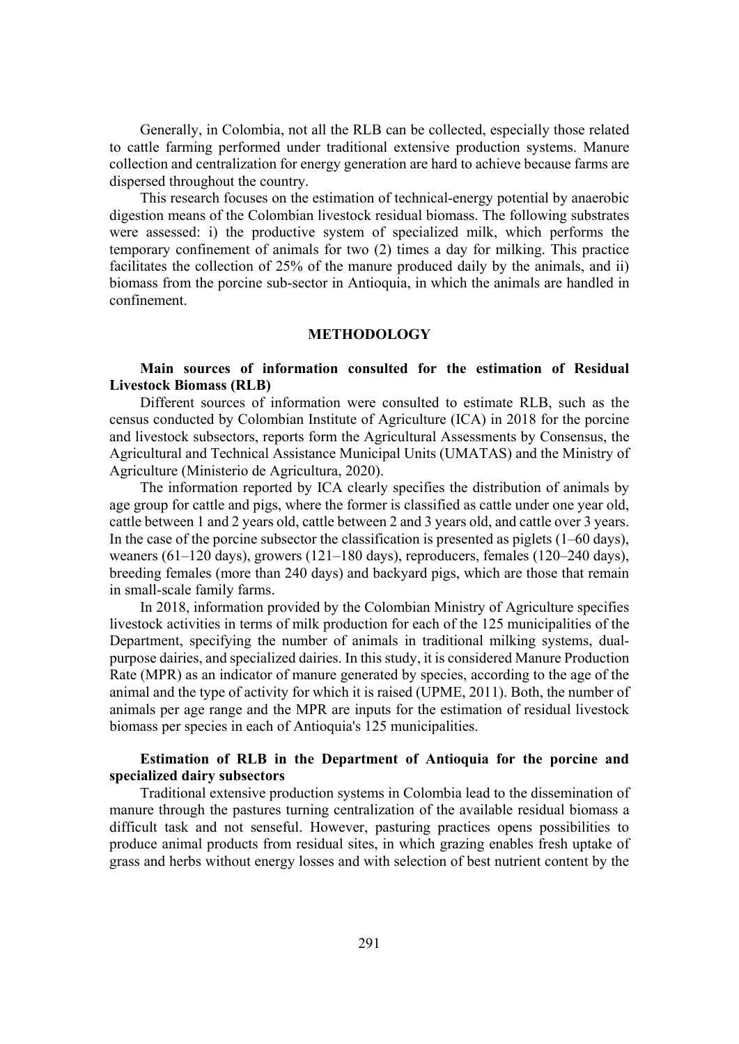Generally, in Colombia, not all the RLB can be collected, especially those related to cattle farming performed under traditional extensive production systems. Manure collection and centralization for energy generation are hard to achieve because farms are dispersed throughout the country.

This research focuses on the estimation of technical-energy potential by anaerobic digestion means of the Colombian livestock residual biomass. The following substrates were assessed: i) the productive system of specialized milk, which performs the temporary confinement of animals for two (2) times a day for milking. This practice facilitates the collection of 25% of the manure produced daily by the animals, and ii) biomass from the porcine sub-sector in Antioquia, in which the animals are handled in confinement.

## METHODOLOGY

### Main sources of information consulted for the estimation of Residual Livestock Biomass (RLB)

Different sources of information were consulted to estimate RLB, such as the census conducted by Colombian Institute of Agriculture (ICA) in 2018 for the porcine and livestock subsectors, reports form the Agricultural Assessments by Consensus, the Agricultural and Technical Assistance Municipal Units (UMATAS) and the Ministry of Agriculture (Ministerio de Agricultura, 2020).

The information reported by ICA clearly specifies the distribution of animals by age group for cattle and pigs, where the former is classified as cattle under one year old, cattle between 1 and 2 years old, cattle between 2 and 3 years old, and cattle over 3 years. In the case of the porcine subsector the classification is presented as piglets (1–60 days), weaners (61–120 days), growers (121–180 days), reproducers, females (120–240 days), breeding females (more than 240 days) and backyard pigs, which are those that remain in small-scale family farms.

In 2018, information provided by the Colombian Ministry of Agriculture specifies livestock activities in terms of milk production for each of the 125 municipalities of the Department, specifying the number of animals in traditional milking systems, dual-purpose dairies, and specialized dairies. In this study, it is considered Manure Production Rate (MPR) as an indicator of manure generated by species, according to the age of the animal and the type of activity for which it is raised (UPME, 2011). Both, the number of animals per age range and the MPR are inputs for the estimation of residual livestock biomass per species in each of Antioquia's 125 municipalities.

### Estimation of RLB in the Department of Antioquia for the porcine and specialized dairy subsectors

Traditional extensive production systems in Colombia lead to the dissemination of manure through the pastures turning centralization of the available residual biomass a difficult task and not senseful. However, pasturing practices opens possibilities to produce animal products from residual sites, in which grazing enables fresh uptake of grass and herbs without energy losses and with selection of best nutrient content by the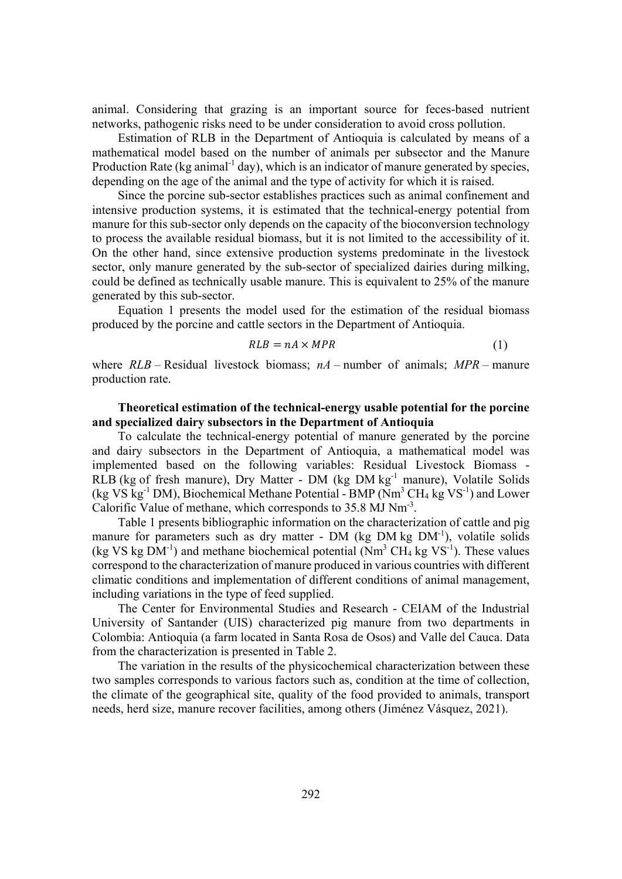animal. Considering that grazing is an important source for feces-based nutrient networks, pathogenic risks need to be under consideration to avoid cross pollution.

Estimation of RLB in the Department of Antioquia is calculated by means of a mathematical model based on the number of animals per subsector and the Manure Production Rate (kg animal$^{-1}$ day), which is an indicator of manure generated by species, depending on the age of the animal and the type of activity for which it is raised.

Since the porcine sub-sector establishes practices such as animal confinement and intensive production systems, it is estimated that the technical-energy potential from manure for this sub-sector only depends on the capacity of the bioconversion technology to process the available residual biomass, but it is not limited to the accessibility of it. On the other hand, since extensive production systems predominate in the livestock sector, only manure generated by the sub-sector of specialized dairies during milking, could be defined as technically usable manure. This is equivalent to 25% of the manure generated by this sub-sector.

Equation 1 presents the model used for the estimation of the residual biomass produced by the porcine and cattle sectors in the Department of Antioquia.

$$RLB = nA \times MPR \tag{1}$$

where *RLB* – Residual livestock biomass; *nA* – number of animals; *MPR* – manure production rate.

**Theoretical estimation of the technical-energy usable potential for the porcine and specialized dairy subsectors in the Department of Antioquia**

To calculate the technical-energy potential of manure generated by the porcine and dairy subsectors in the Department of Antioquia, a mathematical model was implemented based on the following variables: Residual Livestock Biomass - RLB (kg of fresh manure), Dry Matter - DM (kg DM kg$^{-1}$ manure), Volatile Solids (kg VS kg$^{-1}$ DM), Biochemical Methane Potential - BMP (Nm$^3$ $CH_4$ kg VS$^{-1}$) and Lower Calorific Value of methane, which corresponds to 35.8 MJ Nm$^{-3}$.

Table 1 presents bibliographic information on the characterization of cattle and pig manure for parameters such as dry matter - DM (kg DM kg DM$^{-1}$), volatile solids (kg VS kg DM$^{-1}$) and methane biochemical potential (Nm$^3$ $CH_4$ kg VS$^{-1}$). These values correspond to the characterization of manure produced in various countries with different climatic conditions and implementation of different conditions of animal management, including variations in the type of feed supplied.

The Center for Environmental Studies and Research - CEIAM of the Industrial University of Santander (UIS) characterized pig manure from two departments in Colombia: Antioquia (a farm located in Santa Rosa de Osos) and Valle del Cauca. Data from the characterization is presented in Table 2.

The variation in the results of the physicochemical characterization between these two samples corresponds to various factors such as, condition at the time of collection, the climate of the geographical site, quality of the food provided to animals, transport needs, herd size, manure recover facilities, among others (Jiménez Vásquez, 2021).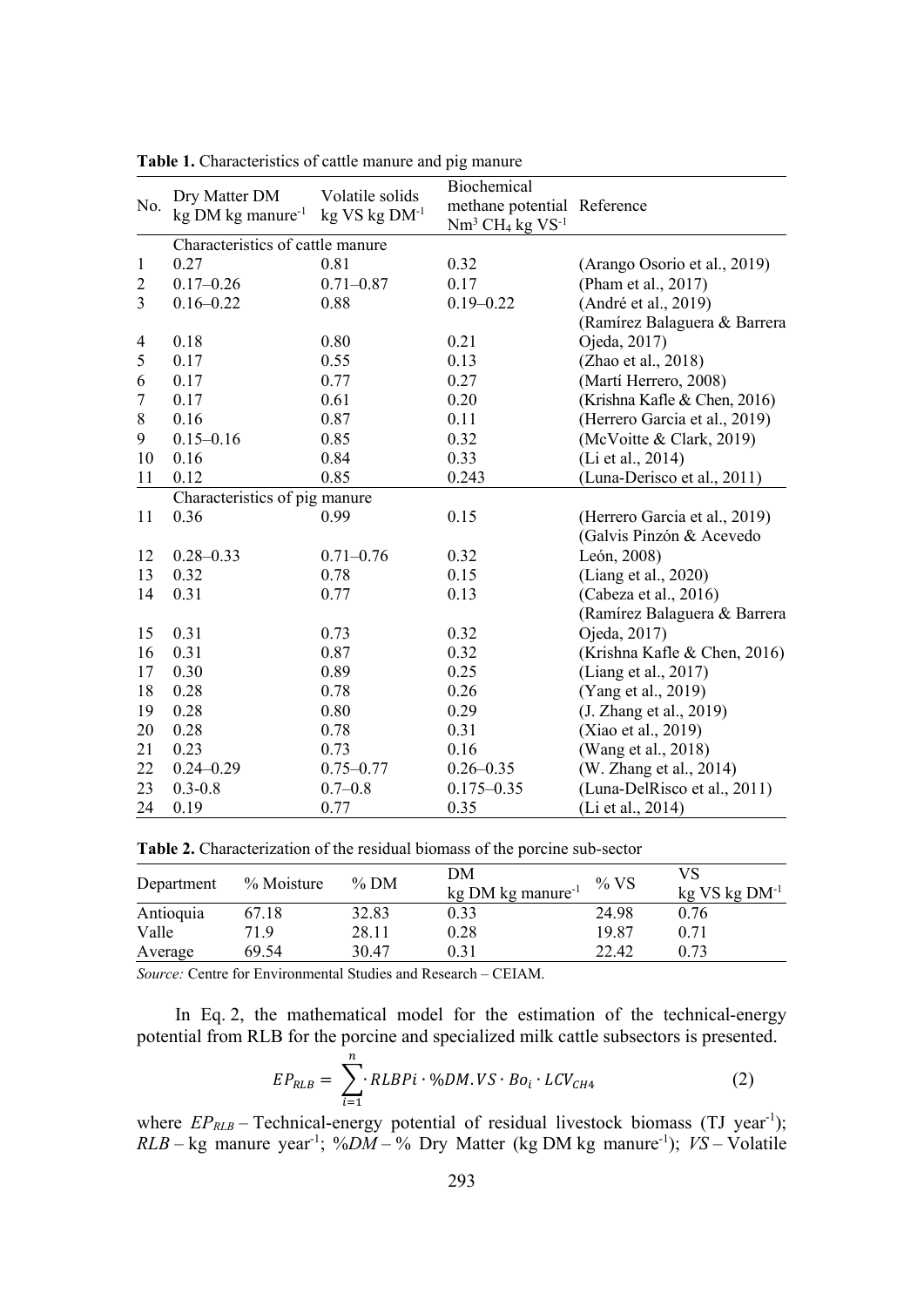**Table 1.** Characteristics of cattle manure and pig manure

| No. | Dry Matter DM kg DM kg manure$^{-1}$ | Volatile solids kg VS kg DM$^{-1}$ | Biochemical methane potential Nm$^3$ $CH_4$ kg VS$^{-1}$ | Reference |
|---|---|---|---|---|
| | Characteristics of cattle manure | | | |
| 1 | 0.27 | 0.81 | 0.32 | (Arango Osorio et al., 2019) |
| 2 | 0.17–0.26 | 0.71–0.87 | 0.17 | (Pham et al., 2017) |
| 3 | 0.16–0.22 | 0.88 | 0.19–0.22 | (André et al., 2019) |
| 4 | 0.18 | 0.80 | 0.21 | (Ramírez Balaguera & Barrera Ojeda, 2017) |
| 5 | 0.17 | 0.55 | 0.13 | (Zhao et al., 2018) |
| 6 | 0.17 | 0.77 | 0.27 | (Martí Herrero, 2008) |
| 7 | 0.17 | 0.61 | 0.20 | (Krishna Kafle & Chen, 2016) |
| 8 | 0.16 | 0.87 | 0.11 | (Herrero Garcia et al., 2019) |
| 9 | 0.15–0.16 | 0.85 | 0.32 | (McVoitte & Clark, 2019) |
| 10 | 0.16 | 0.84 | 0.33 | (Li et al., 2014) |
| 11 | 0.12 | 0.85 | 0.243 | (Luna-Derisco et al., 2011) |
| | Characteristics of pig manure | | | |
| 11 | 0.36 | 0.99 | 0.15 | (Herrero Garcia et al., 2019) |
| 12 | 0.28–0.33 | 0.71–0.76 | 0.32 | (Galvis Pinzón & Acevedo León, 2008) |
| 13 | 0.32 | 0.78 | 0.15 | (Liang et al., 2020) |
| 14 | 0.31 | 0.77 | 0.13 | (Cabeza et al., 2016) |
| 15 | 0.31 | 0.73 | 0.32 | (Ramírez Balaguera & Barrera Ojeda, 2017) |
| 16 | 0.31 | 0.87 | 0.32 | (Krishna Kafle & Chen, 2016) |
| 17 | 0.30 | 0.89 | 0.25 | (Liang et al., 2017) |
| 18 | 0.28 | 0.78 | 0.26 | (Yang et al., 2019) |
| 19 | 0.28 | 0.80 | 0.29 | (J. Zhang et al., 2019) |
| 20 | 0.28 | 0.78 | 0.31 | (Xiao et al., 2019) |
| 21 | 0.23 | 0.73 | 0.16 | (Wang et al., 2018) |
| 22 | 0.24–0.29 | 0.75–0.77 | 0.26–0.35 | (W. Zhang et al., 2014) |
| 23 | 0.3-0.8 | 0.7–0.8 | 0.175–0.35 | (Luna-DelRisco et al., 2011) |
| 24 | 0.19 | 0.77 | 0.35 | (Li et al., 2014) |

**Table 2.** Characterization of the residual biomass of the porcine sub-sector

| Department | % Moisture | % DM | DM kg DM kg manure$^{-1}$ | % VS | VS kg VS kg DM$^{-1}$ |
|---|---|---|---|---|---|
| Antioquia | 67.18 | 32.83 | 0.33 | 24.98 | 0.76 |
| Valle | 71.9 | 28.11 | 0.28 | 19.87 | 0.71 |
| Average | 69.54 | 30.47 | 0.31 | 22.42 | 0.73 |

*Source:* Centre for Environmental Studies and Research – CEIAM.

In Eq. 2, the mathematical model for the estimation of the technical-energy potential from RLB for the porcine and specialized milk cattle subsectors is presented.

$$EP_{RLB} = \sum_{i=1}^{n} \cdot RLBPi \cdot \%DM.VS \cdot Bo_i \cdot LCV_{CH4} \quad (2)$$

where $EP_{RLB}$ – Technical-energy potential of residual livestock biomass (TJ year$^{-1}$); $RLB$ – kg manure year$^{-1}$; $\%DM$ – % Dry Matter (kg DM kg manure$^{-1}$); $VS$ – Volatile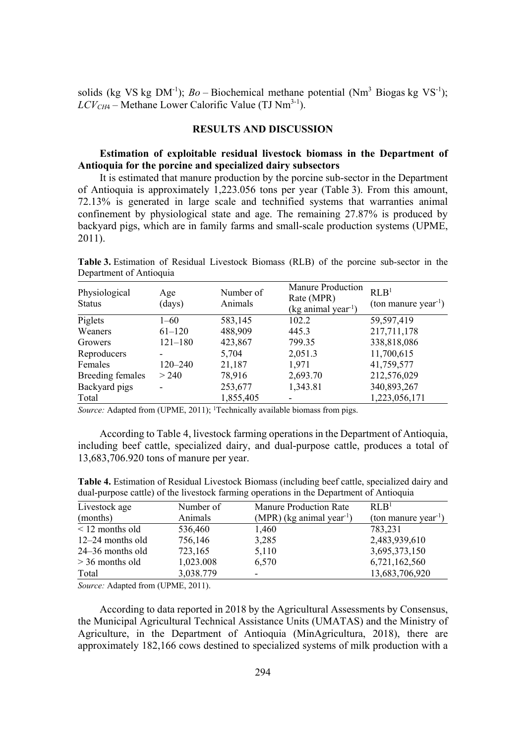solids (kg VS kg DM$^{-1}$); *Bo* – Biochemical methane potential (Nm$^3$ Biogas kg VS$^{-1}$); $LCV_{CH4}$ – Methane Lower Calorific Value (TJ Nm$^{3-1}$).

## RESULTS AND DISCUSSION

### Estimation of exploitable residual livestock biomass in the Department of Antioquia for the porcine and specialized dairy subsectors

It is estimated that manure production by the porcine sub-sector in the Department of Antioquia is approximately 1,223.056 tons per year (Table 3). From this amount, 72.13% is generated in large scale and technified systems that warranties animal confinement by physiological state and age. The remaining 27.87% is produced by backyard pigs, which are in family farms and small-scale production systems (UPME, 2011).

**Table 3.** Estimation of Residual Livestock Biomass (RLB) of the porcine sub-sector in the Department of Antioquia

| Physiological Status | Age (days) | Number of Animals | Manure Production Rate (MPR) (kg animal year$^{-1}$) | RLB[1] (ton manure year$^{-1}$) |
|---|---|---|---|---|
| Piglets | 1–60 | 583,145 | 102.2 | 59,597,419 |
| Weaners | 61–120 | 488,909 | 445.3 | 217,711,178 |
| Growers | 121–180 | 423,867 | 799.35 | 338,818,086 |
| Reproducers | - | 5,704 | 2,051.3 | 11,700,615 |
| Females | 120–240 | 21,187 | 1,971 | 41,759,577 |
| Breeding females | > 240 | 78,916 | 2,693.70 | 212,576,029 |
| Backyard pigs | - | 253,677 | 1,343.81 | 340,893,267 |
| Total | | 1,855,405 | - | 1,223,056,171 |

*Source:* Adapted from (UPME, 2011); [1]Technically available biomass from pigs.

According to Table 4, livestock farming operations in the Department of Antioquia, including beef cattle, specialized dairy, and dual-purpose cattle, produces a total of 13,683,706.920 tons of manure per year.

**Table 4.** Estimation of Residual Livestock Biomass (including beef cattle, specialized dairy and dual-purpose cattle) of the livestock farming operations in the Department of Antioquia

| Livestock age (months) | Number of Animals | Manure Production Rate (MPR) (kg animal year$^{-1}$) | RLB[1] (ton manure year$^{-1}$) |
|---|---|---|---|
| < 12 months old | 536,460 | 1,460 | 783,231 |
| 12–24 months old | 756,146 | 3,285 | 2,483,939,610 |
| 24–36 months old | 723,165 | 5,110 | 3,695,373,150 |
| > 36 months old | 1,023.008 | 6,570 | 6,721,162,560 |
| Total | 3,038.779 | - | 13,683,706,920 |

*Source:* Adapted from (UPME, 2011).

According to data reported in 2018 by the Agricultural Assessments by Consensus, the Municipal Agricultural Technical Assistance Units (UMATAS) and the Ministry of Agriculture, in the Department of Antioquia (MinAgricultura, 2018), there are approximately 182,166 cows destined to specialized systems of milk production with a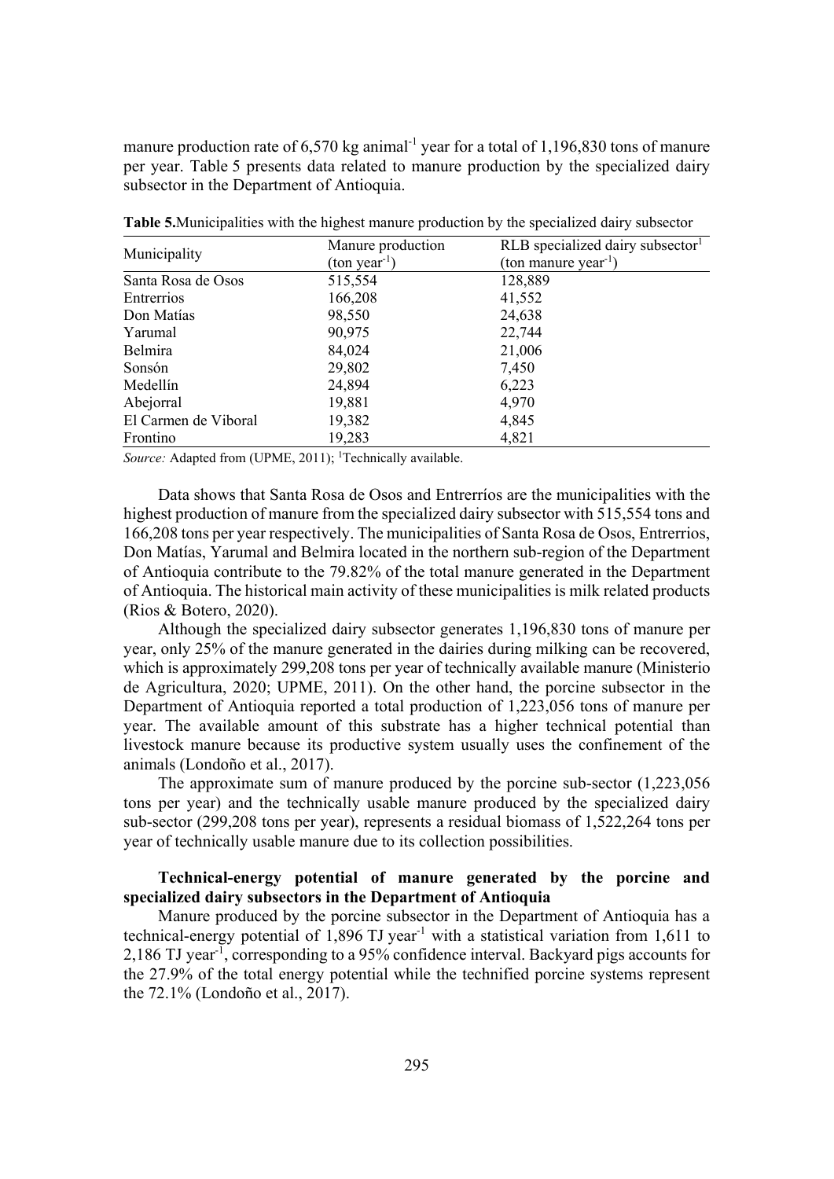manure production rate of 6,570 kg animal$^{-1}$ year for a total of 1,196,830 tons of manure per year. Table 5 presents data related to manure production by the specialized dairy subsector in the Department of Antioquia.

**Table 5.** Municipalities with the highest manure production by the specialized dairy subsector

| Municipality | Manure production (ton year$^{-1}$) | RLB specialized dairy subsector[1] (ton manure year$^{-1}$) |
|---|---|---|
| Santa Rosa de Osos | 515,554 | 128,889 |
| Entrerrios | 166,208 | 41,552 |
| Don Matías | 98,550 | 24,638 |
| Yarumal | 90,975 | 22,744 |
| Belmira | 84,024 | 21,006 |
| Sonsón | 29,802 | 7,450 |
| Medellín | 24,894 | 6,223 |
| Abejorral | 19,881 | 4,970 |
| El Carmen de Viboral | 19,382 | 4,845 |
| Frontino | 19,283 | 4,821 |

*Source:* Adapted from (UPME, 2011); [1]Technically available.

Data shows that Santa Rosa de Osos and Entrerríos are the municipalities with the highest production of manure from the specialized dairy subsector with 515,554 tons and 166,208 tons per year respectively. The municipalities of Santa Rosa de Osos, Entrerrios, Don Matías, Yarumal and Belmira located in the northern sub-region of the Department of Antioquia contribute to the 79.82% of the total manure generated in the Department of Antioquia. The historical main activity of these municipalities is milk related products (Rios & Botero, 2020).

Although the specialized dairy subsector generates 1,196,830 tons of manure per year, only 25% of the manure generated in the dairies during milking can be recovered, which is approximately 299,208 tons per year of technically available manure (Ministerio de Agricultura, 2020; UPME, 2011). On the other hand, the porcine subsector in the Department of Antioquia reported a total production of 1,223,056 tons of manure per year. The available amount of this substrate has a higher technical potential than livestock manure because its productive system usually uses the confinement of the animals (Londoño et al., 2017).

The approximate sum of manure produced by the porcine sub-sector (1,223,056 tons per year) and the technically usable manure produced by the specialized dairy sub-sector (299,208 tons per year), represents a residual biomass of 1,522,264 tons per year of technically usable manure due to its collection possibilities.

### Technical-energy potential of manure generated by the porcine and specialized dairy subsectors in the Department of Antioquia

Manure produced by the porcine subsector in the Department of Antioquia has a technical-energy potential of 1,896 TJ year$^{-1}$ with a statistical variation from 1,611 to 2,186 TJ year$^{-1}$, corresponding to a 95% confidence interval. Backyard pigs accounts for the 27.9% of the total energy potential while the technified porcine systems represent the 72.1% (Londoño et al., 2017).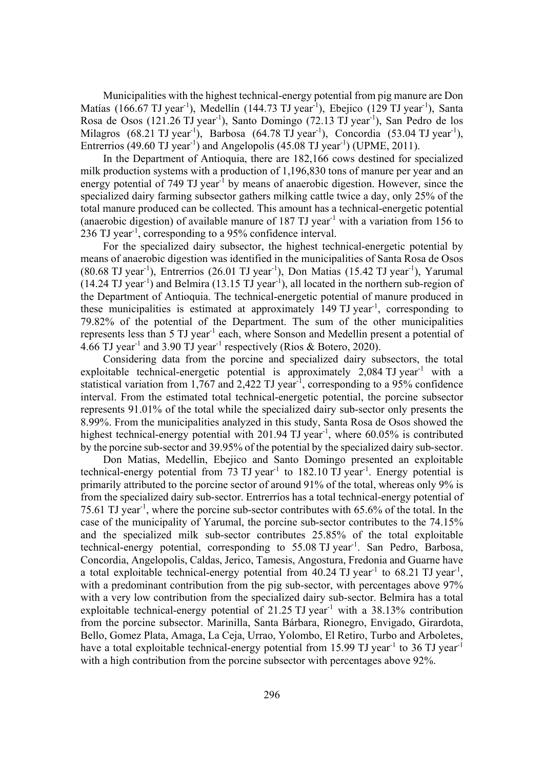Municipalities with the highest technical-energy potential from pig manure are Don Matías (166.67 TJ year$^{-1}$), Medellín (144.73 TJ year$^{-1}$), Ebejico (129 TJ year$^{-1}$), Santa Rosa de Osos (121.26 TJ year$^{-1}$), Santo Domingo (72.13 TJ year$^{-1}$), San Pedro de los Milagros (68.21 TJ year$^{-1}$), Barbosa (64.78 TJ year$^{-1}$), Concordia (53.04 TJ year$^{-1}$), Entrerrios (49.60 TJ year$^{-1}$) and Angelopolis (45.08 TJ year$^{-1}$) (UPME, 2011).

In the Department of Antioquia, there are 182,166 cows destined for specialized milk production systems with a production of 1,196,830 tons of manure per year and an energy potential of 749 TJ year$^{-1}$ by means of anaerobic digestion. However, since the specialized dairy farming subsector gathers milking cattle twice a day, only 25% of the total manure produced can be collected. This amount has a technical-energetic potential (anaerobic digestion) of available manure of 187 TJ year$^{-1}$ with a variation from 156 to 236 TJ year$^{-1}$, corresponding to a 95% confidence interval.

For the specialized dairy subsector, the highest technical-energetic potential by means of anaerobic digestion was identified in the municipalities of Santa Rosa de Osos (80.68 TJ year$^{-1}$), Entrerrios (26.01 TJ year$^{-1}$), Don Matias (15.42 TJ year$^{-1}$), Yarumal (14.24 TJ year$^{-1}$) and Belmira (13.15 TJ year$^{-1}$), all located in the northern sub-region of the Department of Antioquia. The technical-energetic potential of manure produced in these municipalities is estimated at approximately 149 TJ year$^{-1}$, corresponding to 79.82% of the potential of the Department. The sum of the other municipalities represents less than 5 TJ year$^{-1}$ each, where Sonson and Medellin present a potential of 4.66 TJ year$^{-1}$ and 3.90 TJ year$^{-1}$ respectively (Rios & Botero, 2020).

Considering data from the porcine and specialized dairy subsectors, the total exploitable technical-energetic potential is approximately 2,084 TJ year$^{-1}$ with a statistical variation from 1,767 and 2,422 TJ year$^{-1}$, corresponding to a 95% confidence interval. From the estimated total technical-energetic potential, the porcine subsector represents 91.01% of the total while the specialized dairy sub-sector only presents the 8.99%. From the municipalities analyzed in this study, Santa Rosa de Osos showed the highest technical-energy potential with 201.94 TJ year$^{-1}$, where 60.05% is contributed by the porcine sub-sector and 39.95% of the potential by the specialized dairy sub-sector.

Don Matias, Medellin, Ebejico and Santo Domingo presented an exploitable technical-energy potential from 73 TJ year$^{-1}$ to 182.10 TJ year$^{-1}$. Energy potential is primarily attributed to the porcine sector of around 91% of the total, whereas only 9% is from the specialized dairy sub-sector. Entrerríos has a total technical-energy potential of 75.61 TJ year$^{-1}$, where the porcine sub-sector contributes with 65.6% of the total. In the case of the municipality of Yarumal, the porcine sub-sector contributes to the 74.15% and the specialized milk sub-sector contributes 25.85% of the total exploitable technical-energy potential, corresponding to 55.08 TJ year$^{-1}$. San Pedro, Barbosa, Concordia, Angelopolis, Caldas, Jerico, Tamesis, Angostura, Fredonia and Guarne have a total exploitable technical-energy potential from 40.24 TJ year$^{-1}$ to 68.21 TJ year$^{-1}$, with a predominant contribution from the pig sub-sector, with percentages above 97% with a very low contribution from the specialized dairy sub-sector. Belmira has a total exploitable technical-energy potential of 21.25 TJ year$^{-1}$ with a 38.13% contribution from the porcine subsector. Marinilla, Santa Bárbara, Rionegro, Envigado, Girardota, Bello, Gomez Plata, Amaga, La Ceja, Urrao, Yolombo, El Retiro, Turbo and Arboletes, have a total exploitable technical-energy potential from 15.99 TJ year$^{-1}$ to 36 TJ year$^{-1}$ with a high contribution from the porcine subsector with percentages above 92%.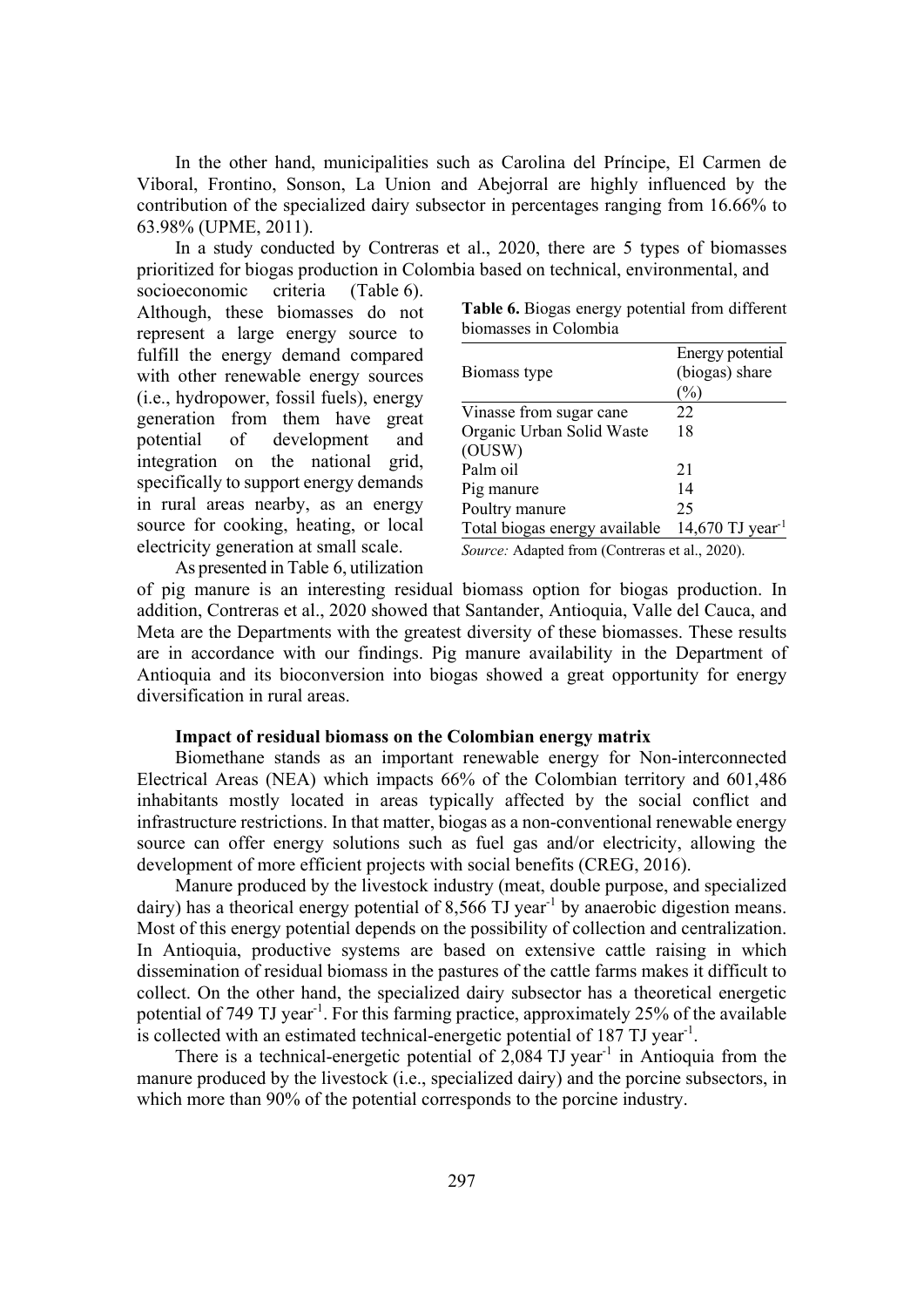In the other hand, municipalities such as Carolina del Príncipe, El Carmen de Viboral, Frontino, Sonson, La Union and Abejorral are highly influenced by the contribution of the specialized dairy subsector in percentages ranging from 16.66% to 63.98% (UPME, 2011).

In a study conducted by Contreras et al., 2020, there are 5 types of biomasses prioritized for biogas production in Colombia based on technical, environmental, and socioeconomic criteria (Table 6). Although, these biomasses do not represent a large energy source to fulfill the energy demand compared with other renewable energy sources (i.e., hydropower, fossil fuels), energy generation from them have great potential of development and integration on the national grid, specifically to support energy demands in rural areas nearby, as an energy source for cooking, heating, or local electricity generation at small scale.

**Table 6.** Biogas energy potential from different biomasses in Colombia

| Biomass type | Energy potential (biogas) share (%) |
|---|---|
| Vinasse from sugar cane | 22 |
| Organic Urban Solid Waste (OUSW) | 18 |
| Palm oil | 21 |
| Pig manure | 14 |
| Poultry manure | 25 |
| Total biogas energy available | 14,670 TJ $year^{-1}$ |

*Source:* Adapted from (Contreras et al., 2020).

As presented in Table 6, utilization of pig manure is an interesting residual biomass option for biogas production. In addition, Contreras et al., 2020 showed that Santander, Antioquia, Valle del Cauca, and Meta are the Departments with the greatest diversity of these biomasses. These results are in accordance with our findings. Pig manure availability in the Department of Antioquia and its bioconversion into biogas showed a great opportunity for energy diversification in rural areas.

**Impact of residual biomass on the Colombian energy matrix**

Biomethane stands as an important renewable energy for Non-interconnected Electrical Areas (NEA) which impacts 66% of the Colombian territory and 601,486 inhabitants mostly located in areas typically affected by the social conflict and infrastructure restrictions. In that matter, biogas as a non-conventional renewable energy source can offer energy solutions such as fuel gas and/or electricity, allowing the development of more efficient projects with social benefits (CREG, 2016).

Manure produced by the livestock industry (meat, double purpose, and specialized dairy) has a theorical energy potential of 8,566 TJ $year^{-1}$ by anaerobic digestion means. Most of this energy potential depends on the possibility of collection and centralization. In Antioquia, productive systems are based on extensive cattle raising in which dissemination of residual biomass in the pastures of the cattle farms makes it difficult to collect. On the other hand, the specialized dairy subsector has a theoretical energetic potential of 749 TJ $year^{-1}$. For this farming practice, approximately 25% of the available is collected with an estimated technical-energetic potential of 187 TJ $year^{-1}$.

There is a technical-energetic potential of 2,084 TJ $year^{-1}$ in Antioquia from the manure produced by the livestock (i.e., specialized dairy) and the porcine subsectors, in which more than 90% of the potential corresponds to the porcine industry.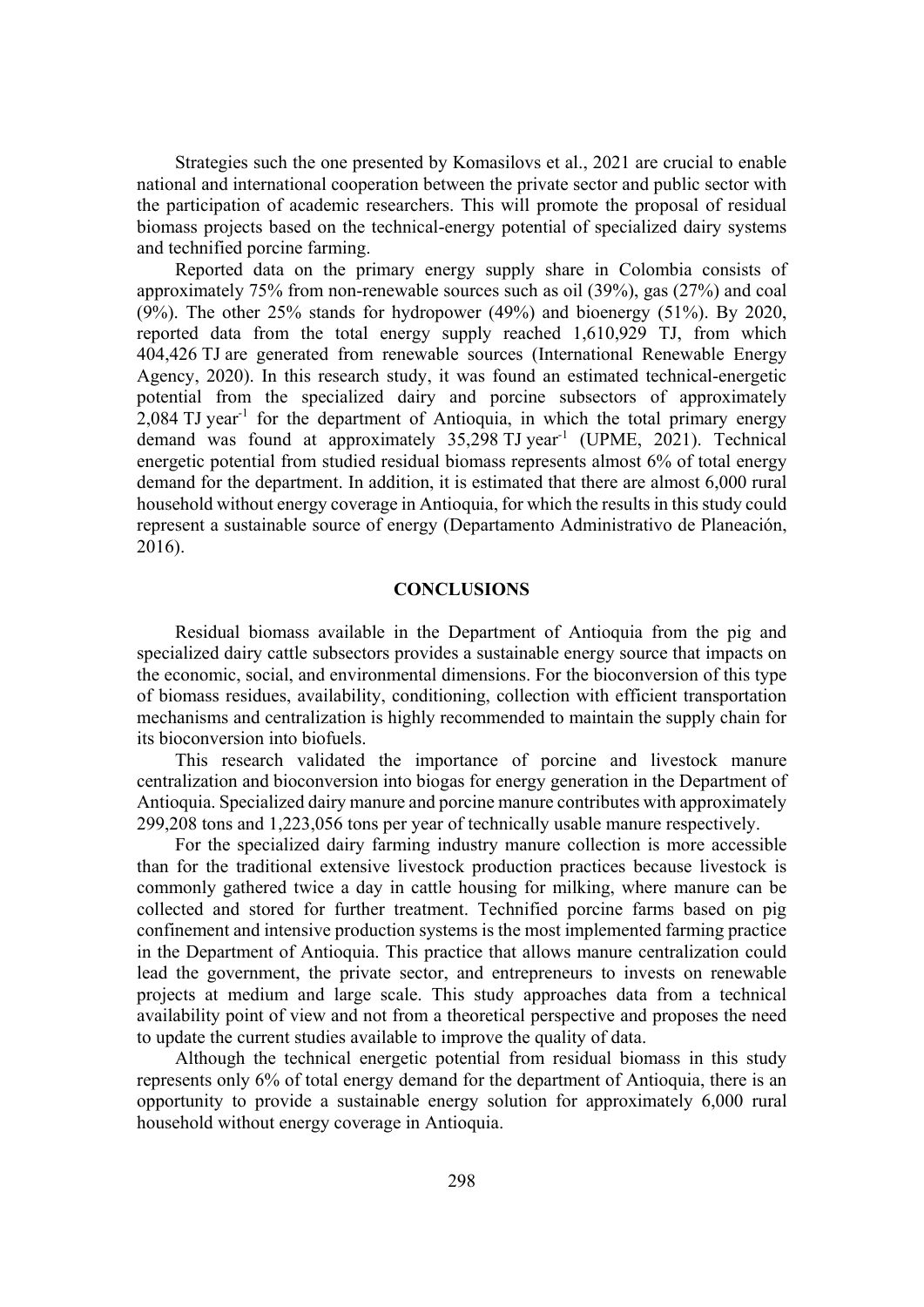Strategies such the one presented by Komasilovs et al., 2021 are crucial to enable national and international cooperation between the private sector and public sector with the participation of academic researchers. This will promote the proposal of residual biomass projects based on the technical-energy potential of specialized dairy systems and technified porcine farming.

Reported data on the primary energy supply share in Colombia consists of approximately 75% from non-renewable sources such as oil (39%), gas (27%) and coal (9%). The other 25% stands for hydropower (49%) and bioenergy (51%). By 2020, reported data from the total energy supply reached 1,610,929 TJ, from which 404,426 TJ are generated from renewable sources (International Renewable Energy Agency, 2020). In this research study, it was found an estimated technical-energetic potential from the specialized dairy and porcine subsectors of approximately 2,084 TJ $year^{-1}$ for the department of Antioquia, in which the total primary energy demand was found at approximately 35,298 TJ $year^{-1}$ (UPME, 2021). Technical energetic potential from studied residual biomass represents almost 6% of total energy demand for the department. In addition, it is estimated that there are almost 6,000 rural household without energy coverage in Antioquia, for which the results in this study could represent a sustainable source of energy (Departamento Administrativo de Planeación, 2016).

## CONCLUSIONS

Residual biomass available in the Department of Antioquia from the pig and specialized dairy cattle subsectors provides a sustainable energy source that impacts on the economic, social, and environmental dimensions. For the bioconversion of this type of biomass residues, availability, conditioning, collection with efficient transportation mechanisms and centralization is highly recommended to maintain the supply chain for its bioconversion into biofuels.

This research validated the importance of porcine and livestock manure centralization and bioconversion into biogas for energy generation in the Department of Antioquia. Specialized dairy manure and porcine manure contributes with approximately 299,208 tons and 1,223,056 tons per year of technically usable manure respectively.

For the specialized dairy farming industry manure collection is more accessible than for the traditional extensive livestock production practices because livestock is commonly gathered twice a day in cattle housing for milking, where manure can be collected and stored for further treatment. Technified porcine farms based on pig confinement and intensive production systems is the most implemented farming practice in the Department of Antioquia. This practice that allows manure centralization could lead the government, the private sector, and entrepreneurs to invests on renewable projects at medium and large scale. This study approaches data from a technical availability point of view and not from a theoretical perspective and proposes the need to update the current studies available to improve the quality of data.

Although the technical energetic potential from residual biomass in this study represents only 6% of total energy demand for the department of Antioquia, there is an opportunity to provide a sustainable energy solution for approximately 6,000 rural household without energy coverage in Antioquia.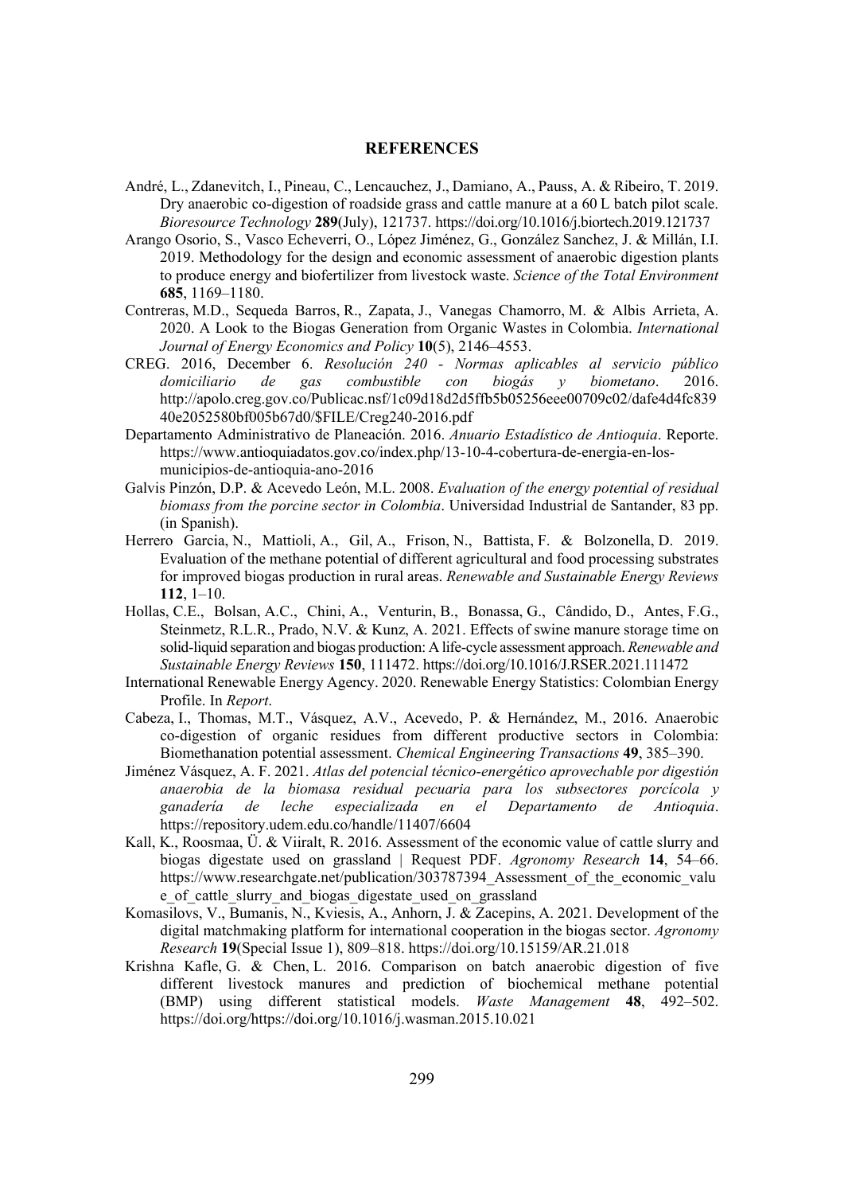## REFERENCES

André, L., Zdanevitch, I., Pineau, C., Lencauchez, J., Damiano, A., Pauss, A. & Ribeiro, T. 2019. Dry anaerobic co-digestion of roadside grass and cattle manure at a 60 L batch pilot scale. *Bioresource Technology* **289**(July), 121737. https://doi.org/10.1016/j.biortech.2019.121737

Arango Osorio, S., Vasco Echeverri, O., López Jiménez, G., González Sanchez, J. & Millán, I.I. 2019. Methodology for the design and economic assessment of anaerobic digestion plants to produce energy and biofertilizer from livestock waste. *Science of the Total Environment* **685**, 1169–1180.

Contreras, M.D., Sequeda Barros, R., Zapata, J., Vanegas Chamorro, M. & Albis Arrieta, A. 2020. A Look to the Biogas Generation from Organic Wastes in Colombia. *International Journal of Energy Economics and Policy* **10**(5), 2146–4553.

CREG. 2016, December 6. *Resolución 240 - Normas aplicables al servicio público domiciliario de gas combustible con biogás y biometano*. 2016. http://apolo.creg.gov.co/Publicac.nsf/1c09d18d2d5ffb5b05256eee00709c02/dafe4d4fc83940e2052580bf005b67d0/$FILE/Creg240-2016.pdf

Departamento Administrativo de Planeación. 2016. *Anuario Estadístico de Antioquia*. Reporte. https://www.antioquiadatos.gov.co/index.php/13-10-4-cobertura-de-energia-en-los-municipios-de-antioquia-ano-2016

Galvis Pinzón, D.P. & Acevedo León, M.L. 2008. *Evaluation of the energy potential of residual biomass from the porcine sector in Colombia*. Universidad Industrial de Santander, 83 pp. (in Spanish).

Herrero Garcia, N., Mattioli, A., Gil, A., Frison, N., Battista, F. & Bolzonella, D. 2019. Evaluation of the methane potential of different agricultural and food processing substrates for improved biogas production in rural areas. *Renewable and Sustainable Energy Reviews* **112**, 1–10.

Hollas, C.E., Bolsan, A.C., Chini, A., Venturin, B., Bonassa, G., Cândido, D., Antes, F.G., Steinmetz, R.L.R., Prado, N.V. & Kunz, A. 2021. Effects of swine manure storage time on solid-liquid separation and biogas production: A life-cycle assessment approach. *Renewable and Sustainable Energy Reviews* **150**, 111472. https://doi.org/10.1016/J.RSER.2021.111472

International Renewable Energy Agency. 2020. Renewable Energy Statistics: Colombian Energy Profile. In *Report*.

Cabeza, I., Thomas, M.T., Vásquez, A.V., Acevedo, P. & Hernández, M., 2016. Anaerobic co-digestion of organic residues from different productive sectors in Colombia: Biomethanation potential assessment. *Chemical Engineering Transactions* **49**, 385–390.

Jiménez Vásquez, A. F. 2021. *Atlas del potencial técnico-energético aprovechable por digestión anaerobia de la biomasa residual pecuaria para los subsectores porcícola y ganadería de leche especializada en el Departamento de Antioquia*. https://repository.udem.edu.co/handle/11407/6604

Kall, K., Roosmaa, Ü. & Viiralt, R. 2016. Assessment of the economic value of cattle slurry and biogas digestate used on grassland | Request PDF. *Agronomy Research* **14**, 54–66. https://www.researchgate.net/publication/303787394_Assessment_of_the_economic_value_of_cattle_slurry_and_biogas_digestate_used_on_grassland

Komasilovs, V., Bumanis, N., Kviesis, A., Anhorn, J. & Zacepins, A. 2021. Development of the digital matchmaking platform for international cooperation in the biogas sector. *Agronomy Research* **19**(Special Issue 1), 809–818. https://doi.org/10.15159/AR.21.018

Krishna Kafle, G. & Chen, L. 2016. Comparison on batch anaerobic digestion of five different livestock manures and prediction of biochemical methane potential (BMP) using different statistical models. *Waste Management* **48**, 492–502. https://doi.org/https://doi.org/10.1016/j.wasman.2015.10.021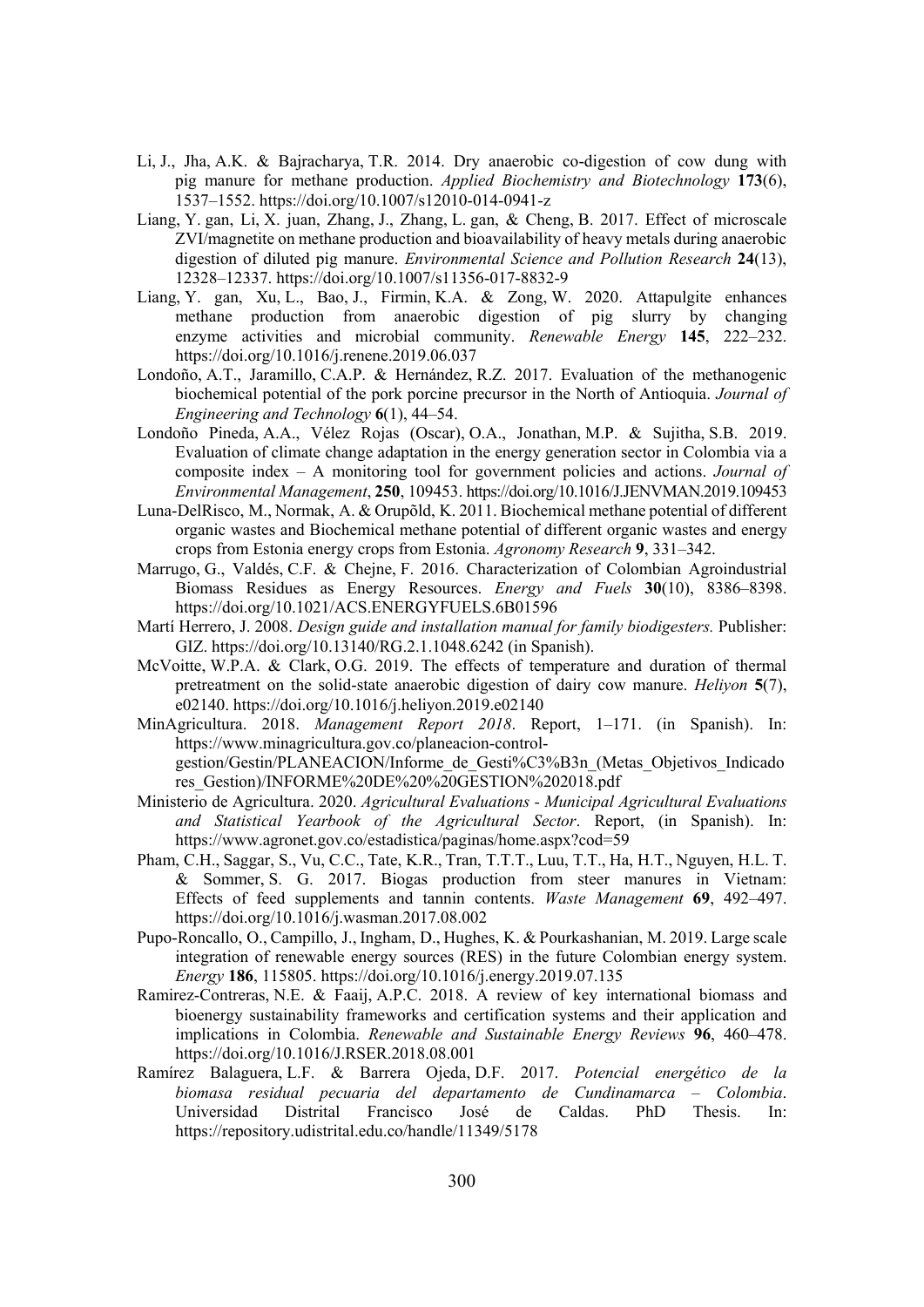Li, J., Jha, A.K. & Bajracharya, T.R. 2014. Dry anaerobic co-digestion of cow dung with pig manure for methane production. *Applied Biochemistry and Biotechnology* **173**(6), 1537–1552. https://doi.org/10.1007/s12010-014-0941-z

Liang, Y. gan, Li, X. juan, Zhang, J., Zhang, L. gan, & Cheng, B. 2017. Effect of microscale ZVI/magnetite on methane production and bioavailability of heavy metals during anaerobic digestion of diluted pig manure. *Environmental Science and Pollution Research* **24**(13), 12328–12337. https://doi.org/10.1007/s11356-017-8832-9

Liang, Y. gan, Xu, L., Bao, J., Firmin, K.A. & Zong, W. 2020. Attapulgite enhances methane production from anaerobic digestion of pig slurry by changing enzyme activities and microbial community. *Renewable Energy* **145**, 222–232. https://doi.org/10.1016/j.renene.2019.06.037

Londoño, A.T., Jaramillo, C.A.P. & Hernández, R.Z. 2017. Evaluation of the methanogenic biochemical potential of the pork porcine precursor in the North of Antioquia. *Journal of Engineering and Technology* **6**(1), 44–54.

Londoño Pineda, A.A., Vélez Rojas (Oscar), O.A., Jonathan, M.P. & Sujitha, S.B. 2019. Evaluation of climate change adaptation in the energy generation sector in Colombia via a composite index – A monitoring tool for government policies and actions. *Journal of Environmental Management*, **250**, 109453. https://doi.org/10.1016/J.JENVMAN.2019.109453

Luna-DelRisco, M., Normak, A. & Orupõld, K. 2011. Biochemical methane potential of different organic wastes and Biochemical methane potential of different organic wastes and energy crops from Estonia energy crops from Estonia. *Agronomy Research* **9**, 331–342.

Marrugo, G., Valdés, C.F. & Chejne, F. 2016. Characterization of Colombian Agroindustrial Biomass Residues as Energy Resources. *Energy and Fuels* **30**(10), 8386–8398. https://doi.org/10.1021/ACS.ENERGYFUELS.6B01596

Martí Herrero, J. 2008. *Design guide and installation manual for family biodigesters.* Publisher: GIZ. https://doi.org/10.13140/RG.2.1.1048.6242 (in Spanish).

McVoitte, W.P.A. & Clark, O.G. 2019. The effects of temperature and duration of thermal pretreatment on the solid-state anaerobic digestion of dairy cow manure. *Heliyon* **5**(7), e02140. https://doi.org/10.1016/j.heliyon.2019.e02140

MinAgricultura. 2018. *Management Report 2018*. Report, 1–171. (in Spanish). In: https://www.minagricultura.gov.co/planeacion-control-gestion/Gestin/PLANEACION/Informe_de_Gesti%C3%B3n_(Metas_Objetivos_Indicadores_Gestion)/INFORME%20DE%20%20GESTION%202018.pdf

Ministerio de Agricultura. 2020. *Agricultural Evaluations - Municipal Agricultural Evaluations and Statistical Yearbook of the Agricultural Sector*. Report, (in Spanish). In: https://www.agronet.gov.co/estadistica/paginas/home.aspx?cod=59

Pham, C.H., Saggar, S., Vu, C.C., Tate, K.R., Tran, T.T.T., Luu, T.T., Ha, H.T., Nguyen, H.L. T. & Sommer, S. G. 2017. Biogas production from steer manures in Vietnam: Effects of feed supplements and tannin contents. *Waste Management* **69**, 492–497. https://doi.org/10.1016/j.wasman.2017.08.002

Pupo-Roncallo, O., Campillo, J., Ingham, D., Hughes, K. & Pourkashanian, M. 2019. Large scale integration of renewable energy sources (RES) in the future Colombian energy system. *Energy* **186**, 115805. https://doi.org/10.1016/j.energy.2019.07.135

Ramirez-Contreras, N.E. & Faaij, A.P.C. 2018. A review of key international biomass and bioenergy sustainability frameworks and certification systems and their application and implications in Colombia. *Renewable and Sustainable Energy Reviews* **96**, 460–478. https://doi.org/10.1016/J.RSER.2018.08.001

Ramírez Balaguera, L.F. & Barrera Ojeda, D.F. 2017. *Potencial energético de la biomasa residual pecuaria del departamento de Cundinamarca – Colombia*. Universidad Distrital Francisco José de Caldas. PhD Thesis. In: https://repository.udistrital.edu.co/handle/11349/5178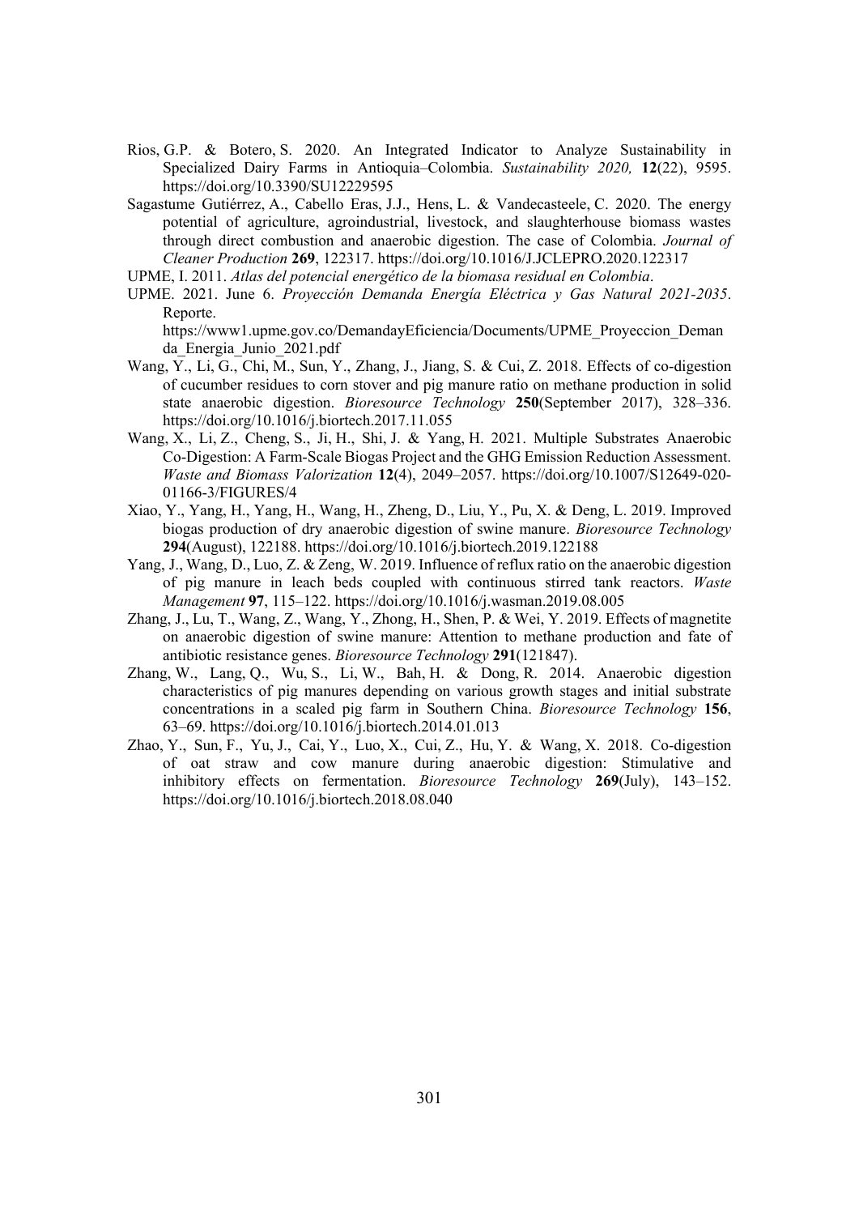Rios, G.P. & Botero, S. 2020. An Integrated Indicator to Analyze Sustainability in Specialized Dairy Farms in Antioquia–Colombia. *Sustainability 2020,* **12**(22), 9595. https://doi.org/10.3390/SU12229595

Sagastume Gutiérrez, A., Cabello Eras, J.J., Hens, L. & Vandecasteele, C. 2020. The energy potential of agriculture, agroindustrial, livestock, and slaughterhouse biomass wastes through direct combustion and anaerobic digestion. The case of Colombia. *Journal of Cleaner Production* **269**, 122317. https://doi.org/10.1016/J.JCLEPRO.2020.122317

UPME, I. 2011. *Atlas del potencial energético de la biomasa residual en Colombia*.

UPME. 2021. June 6. *Proyección Demanda Energía Eléctrica y Gas Natural 2021-2035*. Reporte. https://www1.upme.gov.co/DemandayEficiencia/Documents/UPME_Proyeccion_Demanda_Energia_Junio_2021.pdf

Wang, Y., Li, G., Chi, M., Sun, Y., Zhang, J., Jiang, S. & Cui, Z. 2018. Effects of co-digestion of cucumber residues to corn stover and pig manure ratio on methane production in solid state anaerobic digestion. *Bioresource Technology* **250**(September 2017), 328–336. https://doi.org/10.1016/j.biortech.2017.11.055

Wang, X., Li, Z., Cheng, S., Ji, H., Shi, J. & Yang, H. 2021. Multiple Substrates Anaerobic Co-Digestion: A Farm-Scale Biogas Project and the GHG Emission Reduction Assessment. *Waste and Biomass Valorization* **12**(4), 2049–2057. https://doi.org/10.1007/S12649-020-01166-3/FIGURES/4

Xiao, Y., Yang, H., Yang, H., Wang, H., Zheng, D., Liu, Y., Pu, X. & Deng, L. 2019. Improved biogas production of dry anaerobic digestion of swine manure. *Bioresource Technology* **294**(August), 122188. https://doi.org/10.1016/j.biortech.2019.122188

Yang, J., Wang, D., Luo, Z. & Zeng, W. 2019. Influence of reflux ratio on the anaerobic digestion of pig manure in leach beds coupled with continuous stirred tank reactors. *Waste Management* **97**, 115–122. https://doi.org/10.1016/j.wasman.2019.08.005

Zhang, J., Lu, T., Wang, Z., Wang, Y., Zhong, H., Shen, P. & Wei, Y. 2019. Effects of magnetite on anaerobic digestion of swine manure: Attention to methane production and fate of antibiotic resistance genes. *Bioresource Technology* **291**(121847).

Zhang, W., Lang, Q., Wu, S., Li, W., Bah, H. & Dong, R. 2014. Anaerobic digestion characteristics of pig manures depending on various growth stages and initial substrate concentrations in a scaled pig farm in Southern China. *Bioresource Technology* **156**, 63–69. https://doi.org/10.1016/j.biortech.2014.01.013

Zhao, Y., Sun, F., Yu, J., Cai, Y., Luo, X., Cui, Z., Hu, Y. & Wang, X. 2018. Co-digestion of oat straw and cow manure during anaerobic digestion: Stimulative and inhibitory effects on fermentation. *Bioresource Technology* **269**(July), 143–152. https://doi.org/10.1016/j.biortech.2018.08.040